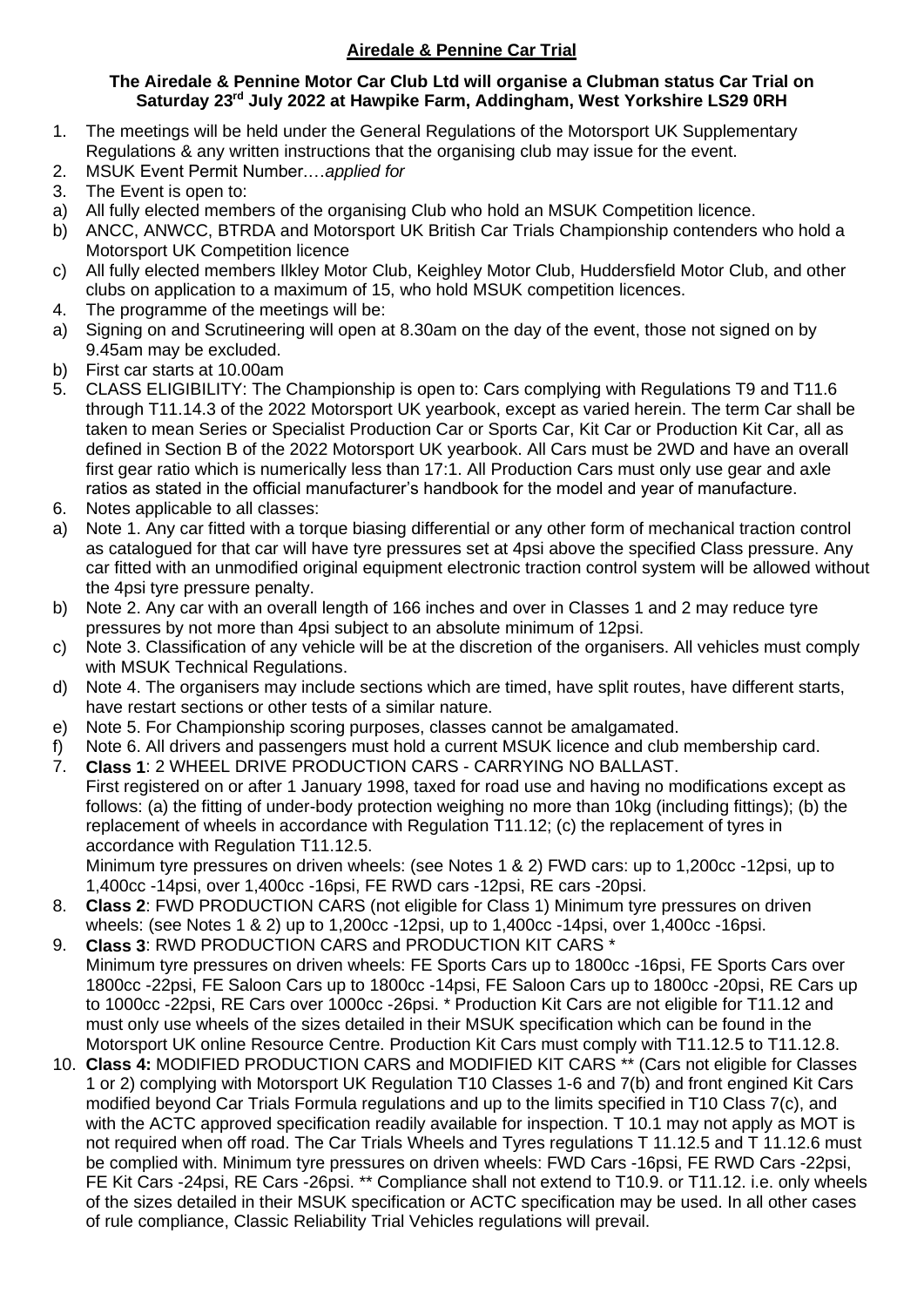# Airedale & Pennine Car Trial

**The Airedale & Pennine Motor Car Club Ltd will organise a Clubman status Car Trial on Saturday 23rd July 2022 at Hawpike Farm, Addingham, West Yorkshire LS29 0RH**

1. The meetings will be held under the General Regulations of the Motorsport UK Supplementary Regulations & any written instructions that the organising club may issue for the event.
2. MSUK Event Permit Number….*applied for*
3. The Event is open to:
   a) All fully elected members of the organising Club who hold an MSUK Competition licence.
   b) ANCC, ANWCC, BTRDA and Motorsport UK British Car Trials Championship contenders who hold a Motorsport UK Competition licence
   c) All fully elected members Ilkley Motor Club, Keighley Motor Club, Huddersfield Motor Club, and other clubs on application to a maximum of 15, who hold MSUK competition licences.
4. The programme of the meetings will be:
   a) Signing on and Scrutineering will open at 8.30am on the day of the event, those not signed on by 9.45am may be excluded.
   b) First car starts at 10.00am
5. CLASS ELIGIBILITY: The Championship is open to: Cars complying with Regulations T9 and T11.6 through T11.14.3 of the 2022 Motorsport UK yearbook, except as varied herein. The term Car shall be taken to mean Series or Specialist Production Car or Sports Car, Kit Car or Production Kit Car, all as defined in Section B of the 2022 Motorsport UK yearbook. All Cars must be 2WD and have an overall first gear ratio which is numerically less than 17:1. All Production Cars must only use gear and axle ratios as stated in the official manufacturer's handbook for the model and year of manufacture.
6. Notes applicable to all classes:
   a) Note 1. Any car fitted with a torque biasing differential or any other form of mechanical traction control as catalogued for that car will have tyre pressures set at 4psi above the specified Class pressure. Any car fitted with an unmodified original equipment electronic traction control system will be allowed without the 4psi tyre pressure penalty.
   b) Note 2. Any car with an overall length of 166 inches and over in Classes 1 and 2 may reduce tyre pressures by not more than 4psi subject to an absolute minimum of 12psi.
   c) Note 3. Classification of any vehicle will be at the discretion of the organisers. All vehicles must comply with MSUK Technical Regulations.
   d) Note 4. The organisers may include sections which are timed, have split routes, have different starts, have restart sections or other tests of a similar nature.
   e) Note 5. For Championship scoring purposes, classes cannot be amalgamated.
   f) Note 6. All drivers and passengers must hold a current MSUK licence and club membership card.
7. **Class 1**: 2 WHEEL DRIVE PRODUCTION CARS - CARRYING NO BALLAST.
   First registered on or after 1 January 1998, taxed for road use and having no modifications except as follows: (a) the fitting of under-body protection weighing no more than 10kg (including fittings); (b) the replacement of wheels in accordance with Regulation T11.12; (c) the replacement of tyres in accordance with Regulation T11.12.5.
   Minimum tyre pressures on driven wheels: (see Notes 1 & 2) FWD cars: up to 1,200cc -12psi, up to 1,400cc -14psi, over 1,400cc -16psi, FE RWD cars -12psi, RE cars -20psi.
8. **Class 2**: FWD PRODUCTION CARS (not eligible for Class 1) Minimum tyre pressures on driven wheels: (see Notes 1 & 2) up to 1,200cc -12psi, up to 1,400cc -14psi, over 1,400cc -16psi.
9. **Class 3**: RWD PRODUCTION CARS and PRODUCTION KIT CARS *
   Minimum tyre pressures on driven wheels: FE Sports Cars up to 1800cc -16psi, FE Sports Cars over 1800cc -22psi, FE Saloon Cars up to 1800cc -14psi, FE Saloon Cars up to 1800cc -20psi, RE Cars up to 1000cc -22psi, RE Cars over 1000cc -26psi. * Production Kit Cars are not eligible for T11.12 and must only use wheels of the sizes detailed in their MSUK specification which can be found in the Motorsport UK online Resource Centre. Production Kit Cars must comply with T11.12.5 to T11.12.8.
10. **Class 4:** MODIFIED PRODUCTION CARS and MODIFIED KIT CARS ** (Cars not eligible for Classes 1 or 2) complying with Motorsport UK Regulation T10 Classes 1-6 and 7(b) and front engined Kit Cars modified beyond Car Trials Formula regulations and up to the limits specified in T10 Class 7(c), and with the ACTC approved specification readily available for inspection. T 10.1 may not apply as MOT is not required when off road. The Car Trials Wheels and Tyres regulations T 11.12.5 and T 11.12.6 must be complied with. Minimum tyre pressures on driven wheels: FWD Cars -16psi, FE RWD Cars -22psi, FE Kit Cars -24psi, RE Cars -26psi. ** Compliance shall not extend to T10.9. or T11.12. i.e. only wheels of the sizes detailed in their MSUK specification or ACTC specification may be used. In all other cases of rule compliance, Classic Reliability Trial Vehicles regulations will prevail.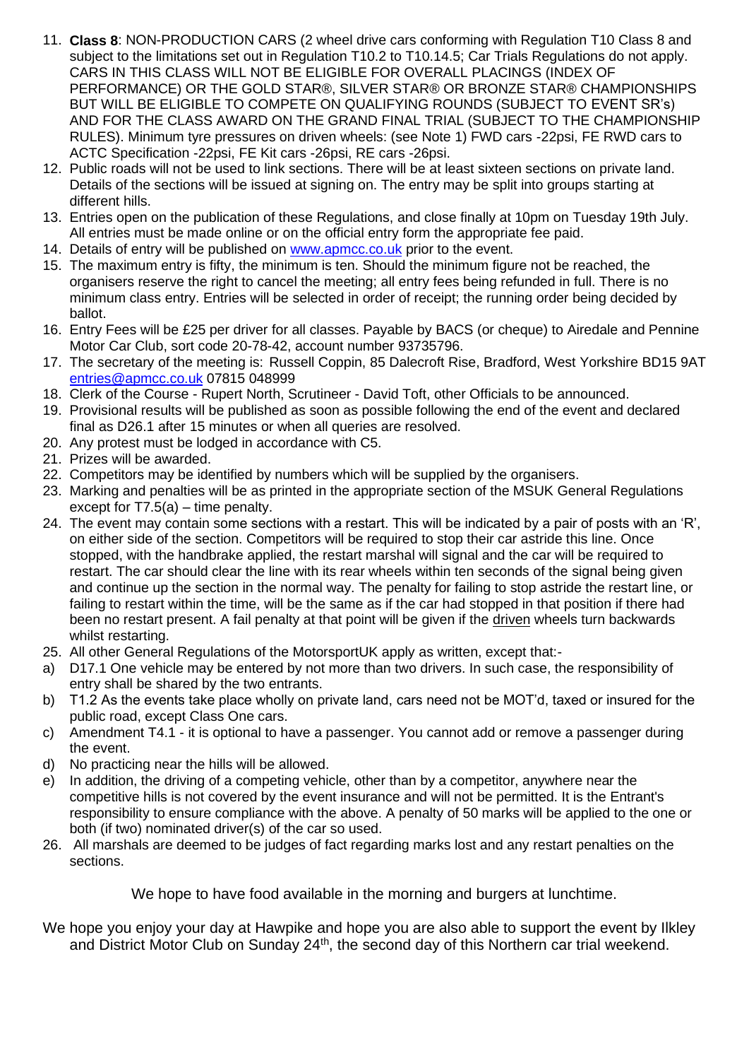11. **Class 8**: NON-PRODUCTION CARS (2 wheel drive cars conforming with Regulation T10 Class 8 and subject to the limitations set out in Regulation T10.2 to T10.14.5; Car Trials Regulations do not apply. CARS IN THIS CLASS WILL NOT BE ELIGIBLE FOR OVERALL PLACINGS (INDEX OF PERFORMANCE) OR THE GOLD STAR®, SILVER STAR® OR BRONZE STAR® CHAMPIONSHIPS BUT WILL BE ELIGIBLE TO COMPETE ON QUALIFYING ROUNDS (SUBJECT TO EVENT SR's) AND FOR THE CLASS AWARD ON THE GRAND FINAL TRIAL (SUBJECT TO THE CHAMPIONSHIP RULES). Minimum tyre pressures on driven wheels: (see Note 1) FWD cars -22psi, FE RWD cars to ACTC Specification -22psi, FE Kit cars -26psi, RE cars -26psi.
12. Public roads will not be used to link sections. There will be at least sixteen sections on private land. Details of the sections will be issued at signing on. The entry may be split into groups starting at different hills.
13. Entries open on the publication of these Regulations, and close finally at 10pm on Tuesday 19th July. All entries must be made online or on the official entry form the appropriate fee paid.
14. Details of entry will be published on www.apmcc.co.uk prior to the event.
15. The maximum entry is fifty, the minimum is ten. Should the minimum figure not be reached, the organisers reserve the right to cancel the meeting; all entry fees being refunded in full. There is no minimum class entry. Entries will be selected in order of receipt; the running order being decided by ballot.
16. Entry Fees will be £25 per driver for all classes. Payable by BACS (or cheque) to Airedale and Pennine Motor Car Club, sort code 20-78-42, account number 93735796.
17. The secretary of the meeting is: Russell Coppin, 85 Dalecroft Rise, Bradford, West Yorkshire BD15 9AT entries@apmcc.co.uk 07815 048999
18. Clerk of the Course - Rupert North, Scrutineer - David Toft, other Officials to be announced.
19. Provisional results will be published as soon as possible following the end of the event and declared final as D26.1 after 15 minutes or when all queries are resolved.
20. Any protest must be lodged in accordance with C5.
21. Prizes will be awarded.
22. Competitors may be identified by numbers which will be supplied by the organisers.
23. Marking and penalties will be as printed in the appropriate section of the MSUK General Regulations except for T7.5(a) – time penalty.
24. The event may contain some sections with a restart. This will be indicated by a pair of posts with an 'R', on either side of the section. Competitors will be required to stop their car astride this line. Once stopped, with the handbrake applied, the restart marshal will signal and the car will be required to restart. The car should clear the line with its rear wheels within ten seconds of the signal being given and continue up the section in the normal way. The penalty for failing to stop astride the restart line, or failing to restart within the time, will be the same as if the car had stopped in that position if there had been no restart present. A fail penalty at that point will be given if the driven wheels turn backwards whilst restarting.
25. All other General Regulations of the MotorsportUK apply as written, except that:-

a) D17.1 One vehicle may be entered by not more than two drivers. In such case, the responsibility of entry shall be shared by the two entrants.
b) T1.2 As the events take place wholly on private land, cars need not be MOT'd, taxed or insured for the public road, except Class One cars.
c) Amendment T4.1 - it is optional to have a passenger. You cannot add or remove a passenger during the event.
d) No practicing near the hills will be allowed.
e) In addition, the driving of a competing vehicle, other than by a competitor, anywhere near the competitive hills is not covered by the event insurance and will not be permitted. It is the Entrant's responsibility to ensure compliance with the above. A penalty of 50 marks will be applied to the one or both (if two) nominated driver(s) of the car so used.

26. All marshals are deemed to be judges of fact regarding marks lost and any restart penalties on the sections.

We hope to have food available in the morning and burgers at lunchtime.

We hope you enjoy your day at Hawpike and hope you are also able to support the event by Ilkley and District Motor Club on Sunday 24th, the second day of this Northern car trial weekend.